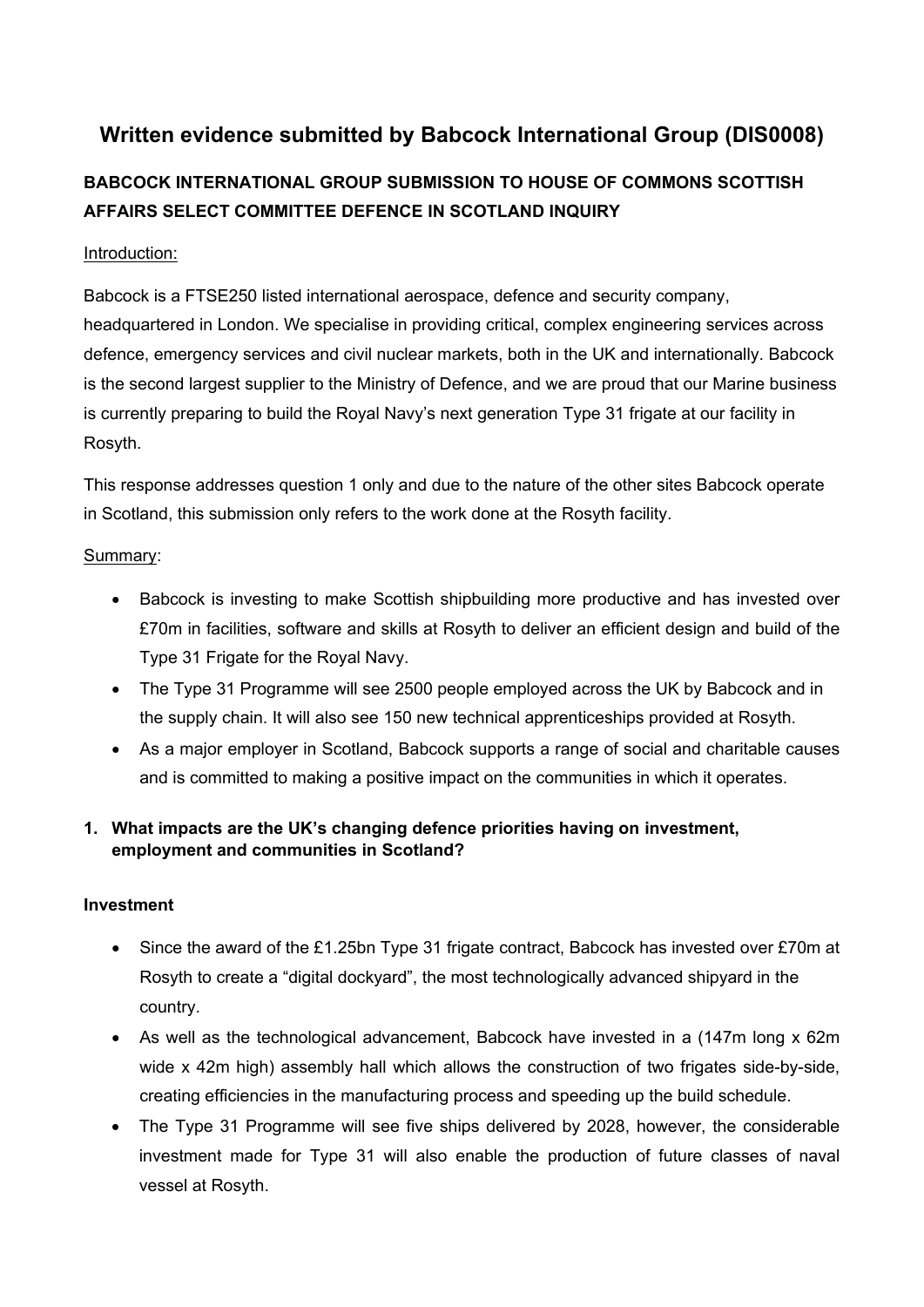# Written evidence submitted by Babcock International Group (DIS0008)

## BABCOCK INTERNATIONAL GROUP SUBMISSION TO HOUSE OF COMMONS SCOTTISH AFFAIRS SELECT COMMITTEE DEFENCE IN SCOTLAND INQUIRY

Introduction:

Babcock is a FTSE250 listed international aerospace, defence and security company, headquartered in London. We specialise in providing critical, complex engineering services across defence, emergency services and civil nuclear markets, both in the UK and internationally. Babcock is the second largest supplier to the Ministry of Defence, and we are proud that our Marine business is currently preparing to build the Royal Navy's next generation Type 31 frigate at our facility in Rosyth.

This response addresses question 1 only and due to the nature of the other sites Babcock operate in Scotland, this submission only refers to the work done at the Rosyth facility.

Summary:

- Babcock is investing to make Scottish shipbuilding more productive and has invested over £70m in facilities, software and skills at Rosyth to deliver an efficient design and build of the Type 31 Frigate for the Royal Navy.
- The Type 31 Programme will see 2500 people employed across the UK by Babcock and in the supply chain. It will also see 150 new technical apprenticeships provided at Rosyth.
- As a major employer in Scotland, Babcock supports a range of social and charitable causes and is committed to making a positive impact on the communities in which it operates.

**1. What impacts are the UK's changing defence priorities having on investment, employment and communities in Scotland?**

**Investment**

- Since the award of the £1.25bn Type 31 frigate contract, Babcock has invested over £70m at Rosyth to create a "digital dockyard", the most technologically advanced shipyard in the country.
- As well as the technological advancement, Babcock have invested in a (147m long x 62m wide x 42m high) assembly hall which allows the construction of two frigates side-by-side, creating efficiencies in the manufacturing process and speeding up the build schedule.
- The Type 31 Programme will see five ships delivered by 2028, however, the considerable investment made for Type 31 will also enable the production of future classes of naval vessel at Rosyth.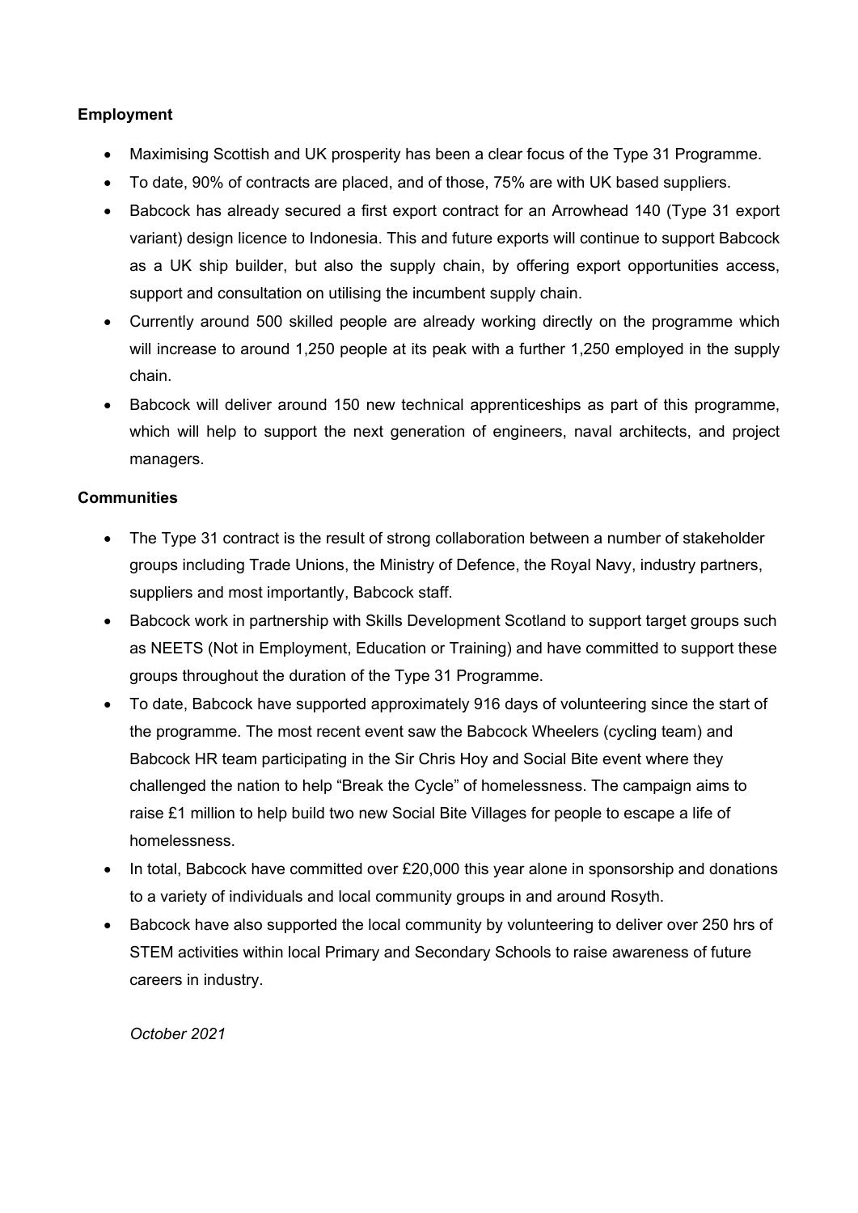**Employment**

- Maximising Scottish and UK prosperity has been a clear focus of the Type 31 Programme.
- To date, 90% of contracts are placed, and of those, 75% are with UK based suppliers.
- Babcock has already secured a first export contract for an Arrowhead 140 (Type 31 export variant) design licence to Indonesia. This and future exports will continue to support Babcock as a UK ship builder, but also the supply chain, by offering export opportunities access, support and consultation on utilising the incumbent supply chain.
- Currently around 500 skilled people are already working directly on the programme which will increase to around 1,250 people at its peak with a further 1,250 employed in the supply chain.
- Babcock will deliver around 150 new technical apprenticeships as part of this programme, which will help to support the next generation of engineers, naval architects, and project managers.

**Communities**

- The Type 31 contract is the result of strong collaboration between a number of stakeholder groups including Trade Unions, the Ministry of Defence, the Royal Navy, industry partners, suppliers and most importantly, Babcock staff.
- Babcock work in partnership with Skills Development Scotland to support target groups such as NEETS (Not in Employment, Education or Training) and have committed to support these groups throughout the duration of the Type 31 Programme.
- To date, Babcock have supported approximately 916 days of volunteering since the start of the programme. The most recent event saw the Babcock Wheelers (cycling team) and Babcock HR team participating in the Sir Chris Hoy and Social Bite event where they challenged the nation to help "Break the Cycle" of homelessness. The campaign aims to raise £1 million to help build two new Social Bite Villages for people to escape a life of homelessness.
- In total, Babcock have committed over £20,000 this year alone in sponsorship and donations to a variety of individuals and local community groups in and around Rosyth.
- Babcock have also supported the local community by volunteering to deliver over 250 hrs of STEM activities within local Primary and Secondary Schools to raise awareness of future careers in industry.

*October 2021*